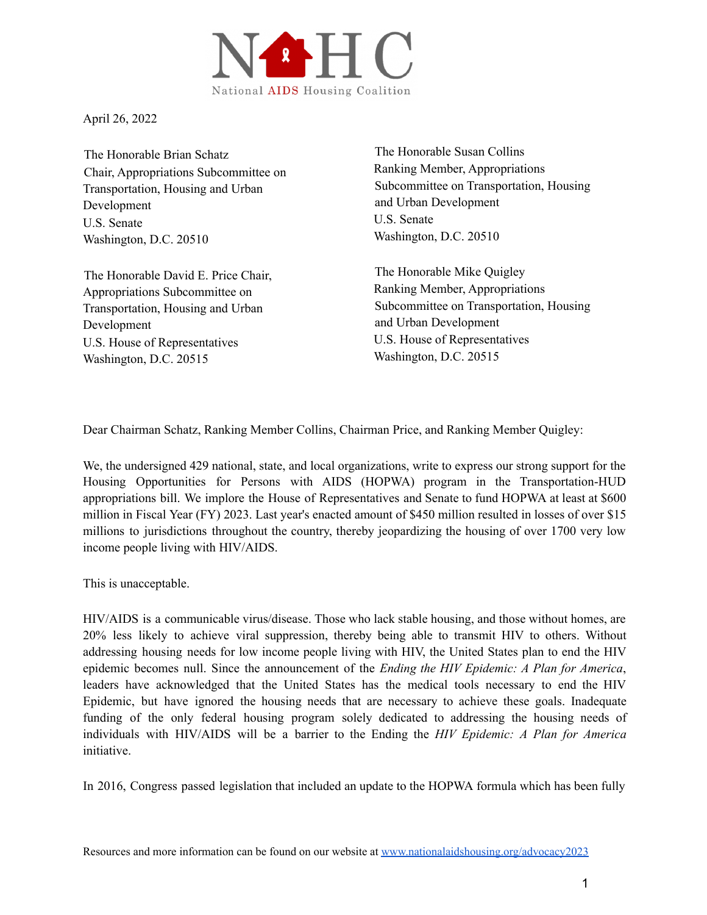National AIDS Housing Coalition

April 26, 2022

The Honorable Brian Schatz
Chair, Appropriations Subcommittee on Transportation, Housing and Urban Development
U.S. Senate
Washington, D.C. 20510

The Honorable Susan Collins
Ranking Member, Appropriations Subcommittee on Transportation, Housing and Urban Development
U.S. Senate
Washington, D.C. 20510

The Honorable David E. Price Chair, Appropriations Subcommittee on Transportation, Housing and Urban Development
U.S. House of Representatives
Washington, D.C. 20515

The Honorable Mike Quigley
Ranking Member, Appropriations Subcommittee on Transportation, Housing and Urban Development
U.S. House of Representatives
Washington, D.C. 20515

Dear Chairman Schatz, Ranking Member Collins, Chairman Price, and Ranking Member Quigley:

We, the undersigned 429 national, state, and local organizations, write to express our strong support for the Housing Opportunities for Persons with AIDS (HOPWA) program in the Transportation-HUD appropriations bill. We implore the House of Representatives and Senate to fund HOPWA at least at $600 million in Fiscal Year (FY) 2023. Last year's enacted amount of $450 million resulted in losses of over $15 millions to jurisdictions throughout the country, thereby jeopardizing the housing of over 1700 very low income people living with HIV/AIDS.

This is unacceptable.

HIV/AIDS is a communicable virus/disease. Those who lack stable housing, and those without homes, are 20% less likely to achieve viral suppression, thereby being able to transmit HIV to others. Without addressing housing needs for low income people living with HIV, the United States plan to end the HIV epidemic becomes null. Since the announcement of the *Ending the HIV Epidemic: A Plan for America*, leaders have acknowledged that the United States has the medical tools necessary to end the HIV Epidemic, but have ignored the housing needs that are necessary to achieve these goals. Inadequate funding of the only federal housing program solely dedicated to addressing the housing needs of individuals with HIV/AIDS will be a barrier to the Ending the *HIV Epidemic: A Plan for America* initiative.

In 2016, Congress passed legislation that included an update to the HOPWA formula which has been fully

Resources and more information can be found on our website at [www.nationalaidshousing.org/advocacy2023](www.nationalaidshousing.org/advocacy2023)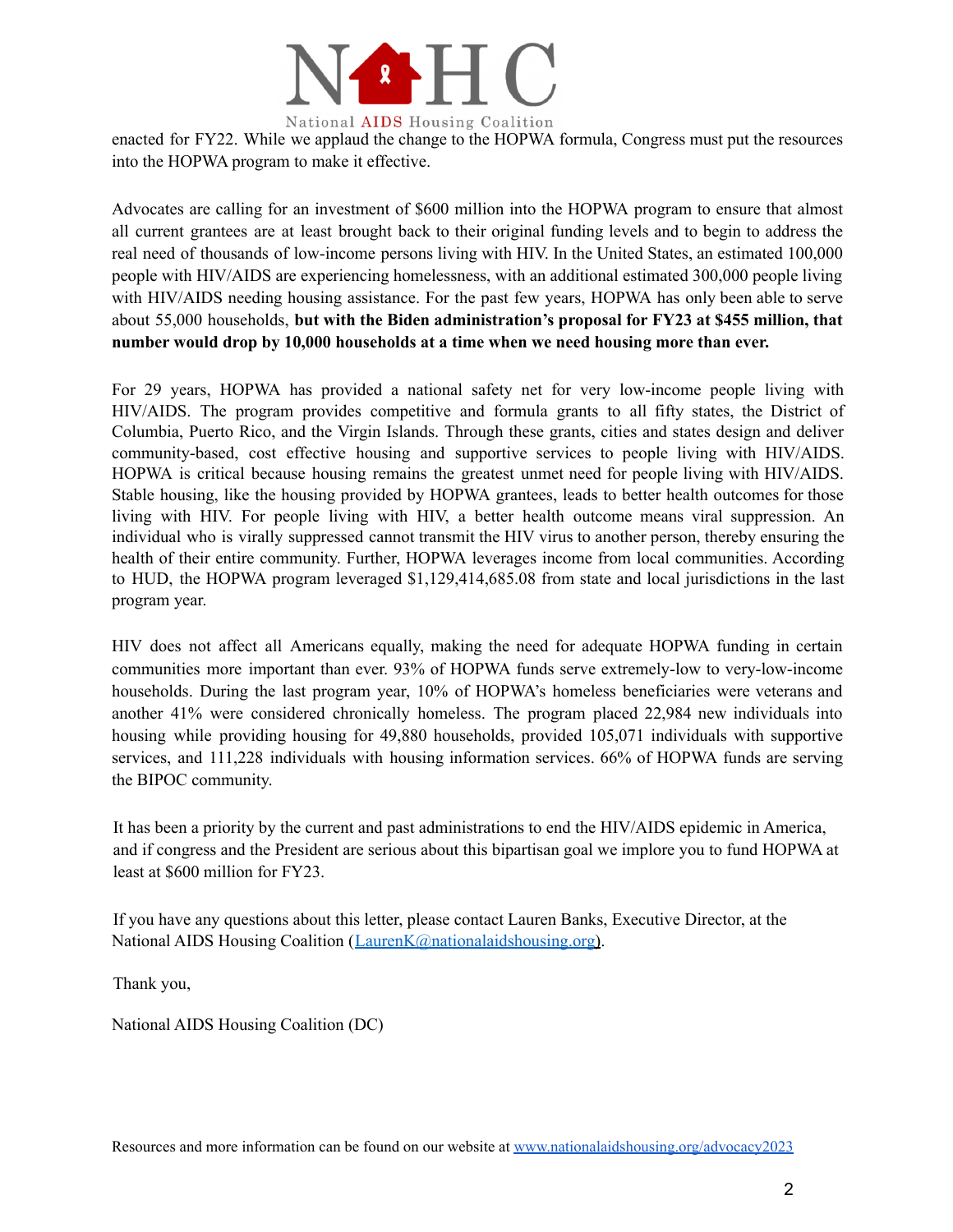enacted for FY22. While we applaud the change to the HOPWA formula, Congress must put the resources into the HOPWA program to make it effective.

Advocates are calling for an investment of $600 million into the HOPWA program to ensure that almost all current grantees are at least brought back to their original funding levels and to begin to address the real need of thousands of low-income persons living with HIV. In the United States, an estimated 100,000 people with HIV/AIDS are experiencing homelessness, with an additional estimated 300,000 people living with HIV/AIDS needing housing assistance. For the past few years, HOPWA has only been able to serve about 55,000 households, **but with the Biden administration's proposal for FY23 at $455 million, that number would drop by 10,000 households at a time when we need housing more than ever.**

For 29 years, HOPWA has provided a national safety net for very low-income people living with HIV/AIDS. The program provides competitive and formula grants to all fifty states, the District of Columbia, Puerto Rico, and the Virgin Islands. Through these grants, cities and states design and deliver community-based, cost effective housing and supportive services to people living with HIV/AIDS. HOPWA is critical because housing remains the greatest unmet need for people living with HIV/AIDS. Stable housing, like the housing provided by HOPWA grantees, leads to better health outcomes for those living with HIV. For people living with HIV, a better health outcome means viral suppression. An individual who is virally suppressed cannot transmit the HIV virus to another person, thereby ensuring the health of their entire community. Further, HOPWA leverages income from local communities. According to HUD, the HOPWA program leveraged $1,129,414,685.08 from state and local jurisdictions in the last program year.

HIV does not affect all Americans equally, making the need for adequate HOPWA funding in certain communities more important than ever. 93% of HOPWA funds serve extremely-low to very-low-income households. During the last program year, 10% of HOPWA's homeless beneficiaries were veterans and another 41% were considered chronically homeless. The program placed 22,984 new individuals into housing while providing housing for 49,880 households, provided 105,071 individuals with supportive services, and 111,228 individuals with housing information services. 66% of HOPWA funds are serving the BIPOC community.

It has been a priority by the current and past administrations to end the HIV/AIDS epidemic in America, and if congress and the President are serious about this bipartisan goal we implore you to fund HOPWA at least at $600 million for FY23.

If you have any questions about this letter, please contact Lauren Banks, Executive Director, at the National AIDS Housing Coalition ([LaurenK@nationalaidshousing.org](mailto:LaurenK@nationalaidshousing.org)).

Thank you,

National AIDS Housing Coalition (DC)

Resources and more information can be found on our website at [www.nationalaidshousing.org/advocacy2023](http://www.nationalaidshousing.org/advocacy2023)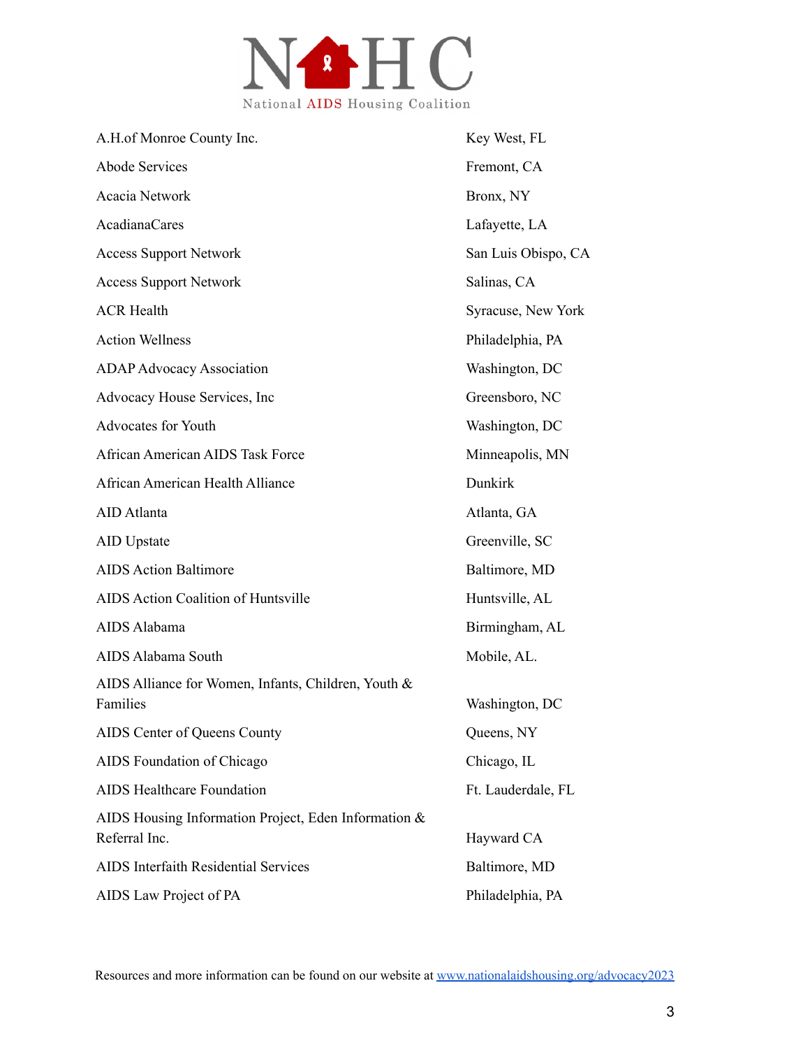| | |
|---|---|
| A.H.of Monroe County Inc. | Key West, FL |
| Abode Services | Fremont, CA |
| Acacia Network | Bronx, NY |
| AcadianaCares | Lafayette, LA |
| Access Support Network | San Luis Obispo, CA |
| Access Support Network | Salinas, CA |
| ACR Health | Syracuse, New York |
| Action Wellness | Philadelphia, PA |
| ADAP Advocacy Association | Washington, DC |
| Advocacy House Services, Inc | Greensboro, NC |
| Advocates for Youth | Washington, DC |
| African American AIDS Task Force | Minneapolis, MN |
| African American Health Alliance | Dunkirk |
| AID Atlanta | Atlanta, GA |
| AID Upstate | Greenville, SC |
| AIDS Action Baltimore | Baltimore, MD |
| AIDS Action Coalition of Huntsville | Huntsville, AL |
| AIDS Alabama | Birmingham, AL |
| AIDS Alabama South | Mobile, AL. |
| AIDS Alliance for Women, Infants, Children, Youth & Families | Washington, DC |
| AIDS Center of Queens County | Queens, NY |
| AIDS Foundation of Chicago | Chicago, IL |
| AIDS Healthcare Foundation | Ft. Lauderdale, FL |
| AIDS Housing Information Project, Eden Information & Referral Inc. | Hayward CA |
| AIDS Interfaith Residential Services | Baltimore, MD |
| AIDS Law Project of PA | Philadelphia, PA |

Resources and more information can be found on our website at www.nationalaidshousing.org/advocacy2023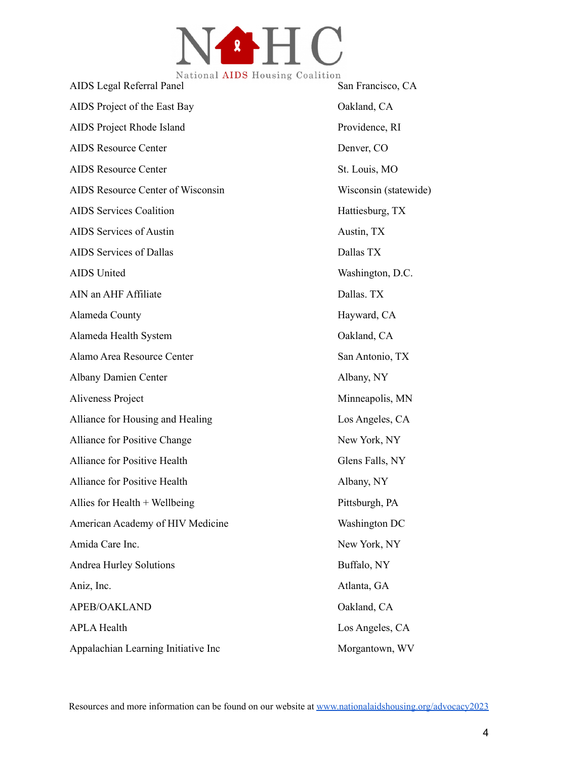| | |
|---|---|
| AIDS Legal Referral Panel | San Francisco, CA |
| AIDS Project of the East Bay | Oakland, CA |
| AIDS Project Rhode Island | Providence, RI |
| AIDS Resource Center | Denver, CO |
| AIDS Resource Center | St. Louis, MO |
| AIDS Resource Center of Wisconsin | Wisconsin (statewide) |
| AIDS Services Coalition | Hattiesburg, TX |
| AIDS Services of Austin | Austin, TX |
| AIDS Services of Dallas | Dallas TX |
| AIDS United | Washington, D.C. |
| AIN an AHF Affiliate | Dallas. TX |
| Alameda County | Hayward, CA |
| Alameda Health System | Oakland, CA |
| Alamo Area Resource Center | San Antonio, TX |
| Albany Damien Center | Albany, NY |
| Aliveness Project | Minneapolis, MN |
| Alliance for Housing and Healing | Los Angeles, CA |
| Alliance for Positive Change | New York, NY |
| Alliance for Positive Health | Glens Falls, NY |
| Alliance for Positive Health | Albany, NY |
| Allies for Health + Wellbeing | Pittsburgh, PA |
| American Academy of HIV Medicine | Washington DC |
| Amida Care Inc. | New York, NY |
| Andrea Hurley Solutions | Buffalo, NY |
| Aniz, Inc. | Atlanta, GA |
| APEB/OAKLAND | Oakland, CA |
| APLA Health | Los Angeles, CA |
| Appalachian Learning Initiative Inc | Morgantown, WV |

Resources and more information can be found on our website at www.nationalaidshousing.org/advocacy2023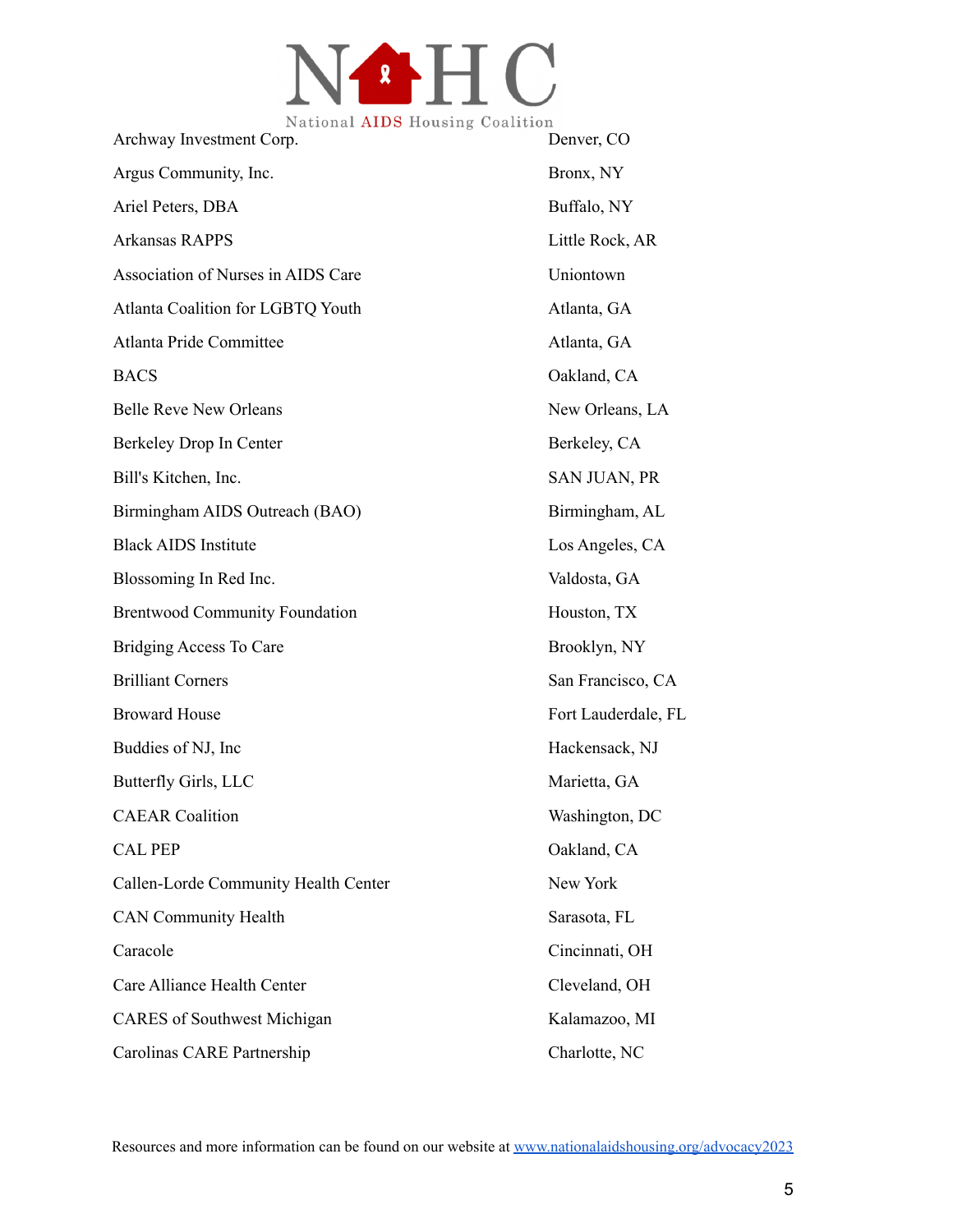| | |
|---|---|
| Archway Investment Corp. | Denver, CO |
| Argus Community, Inc. | Bronx, NY |
| Ariel Peters, DBA | Buffalo, NY |
| Arkansas RAPPS | Little Rock, AR |
| Association of Nurses in AIDS Care | Uniontown |
| Atlanta Coalition for LGBTQ Youth | Atlanta, GA |
| Atlanta Pride Committee | Atlanta, GA |
| BACS | Oakland, CA |
| Belle Reve New Orleans | New Orleans, LA |
| Berkeley Drop In Center | Berkeley, CA |
| Bill's Kitchen, Inc. | SAN JUAN, PR |
| Birmingham AIDS Outreach (BAO) | Birmingham, AL |
| Black AIDS Institute | Los Angeles, CA |
| Blossoming In Red Inc. | Valdosta, GA |
| Brentwood Community Foundation | Houston, TX |
| Bridging Access To Care | Brooklyn, NY |
| Brilliant Corners | San Francisco, CA |
| Broward House | Fort Lauderdale, FL |
| Buddies of NJ, Inc | Hackensack, NJ |
| Butterfly Girls, LLC | Marietta, GA |
| CAEAR Coalition | Washington, DC |
| CAL PEP | Oakland, CA |
| Callen-Lorde Community Health Center | New York |
| CAN Community Health | Sarasota, FL |
| Caracole | Cincinnati, OH |
| Care Alliance Health Center | Cleveland, OH |
| CARES of Southwest Michigan | Kalamazoo, MI |
| Carolinas CARE Partnership | Charlotte, NC |

Resources and more information can be found on our website at [www.nationalaidshousing.org/advocacy2023](http://www.nationalaidshousing.org/advocacy2023)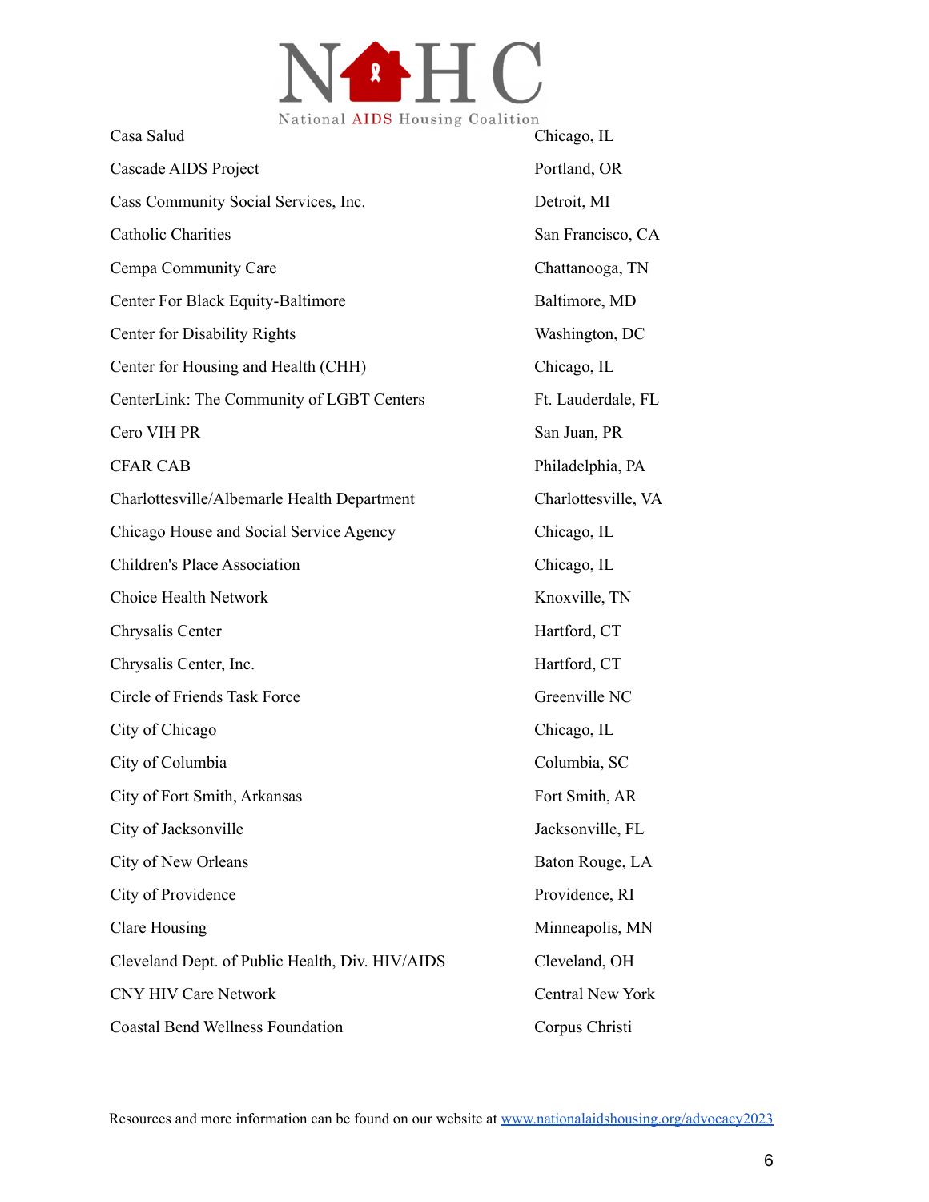| | |
|---|---|
| Casa Salud | Chicago, IL |
| Cascade AIDS Project | Portland, OR |
| Cass Community Social Services, Inc. | Detroit, MI |
| Catholic Charities | San Francisco, CA |
| Cempa Community Care | Chattanooga, TN |
| Center For Black Equity-Baltimore | Baltimore, MD |
| Center for Disability Rights | Washington, DC |
| Center for Housing and Health (CHH) | Chicago, IL |
| CenterLink: The Community of LGBT Centers | Ft. Lauderdale, FL |
| Cero VIH PR | San Juan, PR |
| CFAR CAB | Philadelphia, PA |
| Charlottesville/Albemarle Health Department | Charlottesville, VA |
| Chicago House and Social Service Agency | Chicago, IL |
| Children's Place Association | Chicago, IL |
| Choice Health Network | Knoxville, TN |
| Chrysalis Center | Hartford, CT |
| Chrysalis Center, Inc. | Hartford, CT |
| Circle of Friends Task Force | Greenville NC |
| City of Chicago | Chicago, IL |
| City of Columbia | Columbia, SC |
| City of Fort Smith, Arkansas | Fort Smith, AR |
| City of Jacksonville | Jacksonville, FL |
| City of New Orleans | Baton Rouge, LA |
| City of Providence | Providence, RI |
| Clare Housing | Minneapolis, MN |
| Cleveland Dept. of Public Health, Div. HIV/AIDS | Cleveland, OH |
| CNY HIV Care Network | Central New York |
| Coastal Bend Wellness Foundation | Corpus Christi |

Resources and more information can be found on our website at [www.nationalaidshousing.org/advocacy2023](http://www.nationalaidshousing.org/advocacy2023)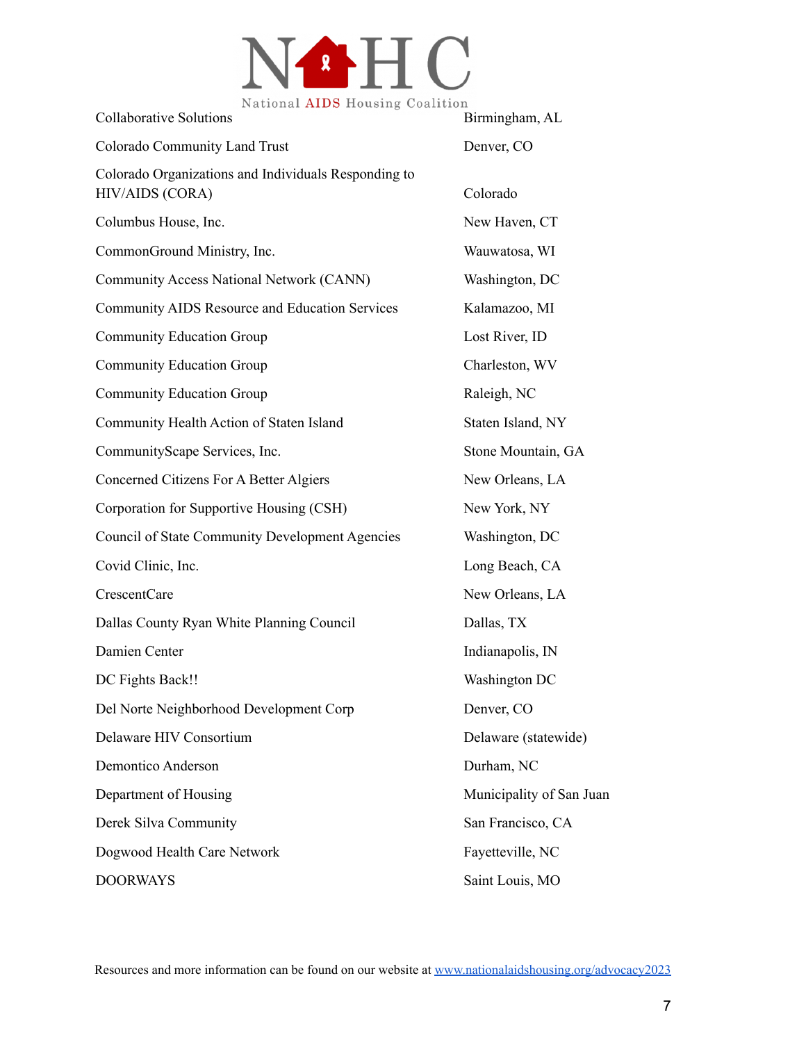| | |
|---|---|
| Collaborative Solutions | Birmingham, AL |
| Colorado Community Land Trust | Denver, CO |
| Colorado Organizations and Individuals Responding to HIV/AIDS (CORA) | Colorado |
| Columbus House, Inc. | New Haven, CT |
| CommonGround Ministry, Inc. | Wauwatosa, WI |
| Community Access National Network (CANN) | Washington, DC |
| Community AIDS Resource and Education Services | Kalamazoo, MI |
| Community Education Group | Lost River, ID |
| Community Education Group | Charleston, WV |
| Community Education Group | Raleigh, NC |
| Community Health Action of Staten Island | Staten Island, NY |
| CommunityScape Services, Inc. | Stone Mountain, GA |
| Concerned Citizens For A Better Algiers | New Orleans, LA |
| Corporation for Supportive Housing (CSH) | New York, NY |
| Council of State Community Development Agencies | Washington, DC |
| Covid Clinic, Inc. | Long Beach, CA |
| CrescentCare | New Orleans, LA |
| Dallas County Ryan White Planning Council | Dallas, TX |
| Damien Center | Indianapolis, IN |
| DC Fights Back!! | Washington DC |
| Del Norte Neighborhood Development Corp | Denver, CO |
| Delaware HIV Consortium | Delaware (statewide) |
| Demontico Anderson | Durham, NC |
| Department of Housing | Municipality of San Juan |
| Derek Silva Community | San Francisco, CA |
| Dogwood Health Care Network | Fayetteville, NC |
| DOORWAYS | Saint Louis, MO |

Resources and more information can be found on our website at www.nationalaidshousing.org/advocacy2023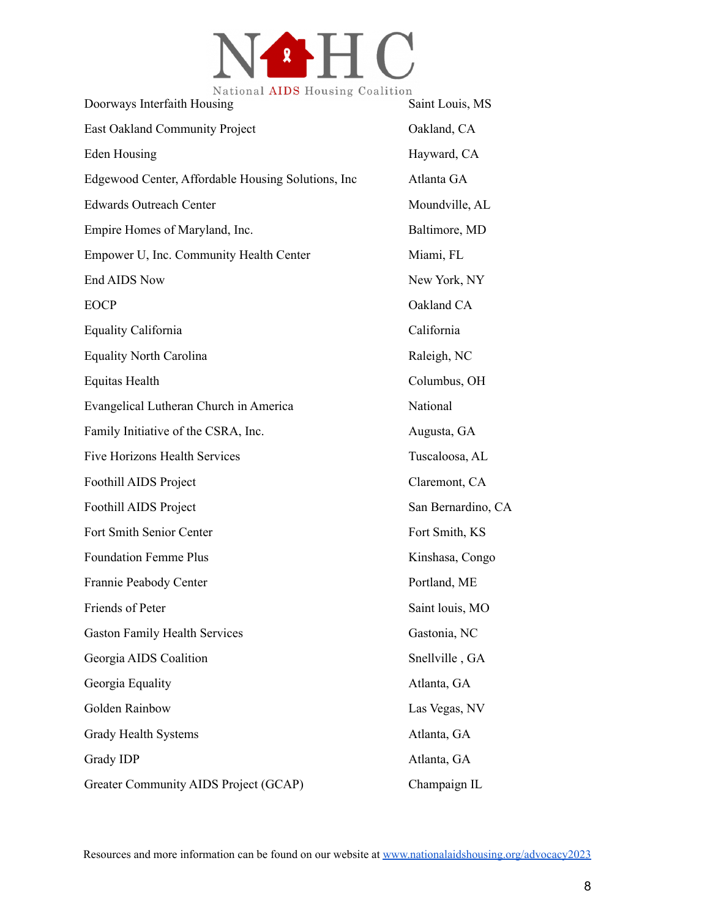| | |
|---|---|
| Doorways Interfaith Housing | Saint Louis, MS |
| East Oakland Community Project | Oakland, CA |
| Eden Housing | Hayward, CA |
| Edgewood Center, Affordable Housing Solutions, Inc | Atlanta GA |
| Edwards Outreach Center | Moundville, AL |
| Empire Homes of Maryland, Inc. | Baltimore, MD |
| Empower U, Inc. Community Health Center | Miami, FL |
| End AIDS Now | New York, NY |
| EOCP | Oakland CA |
| Equality California | California |
| Equality North Carolina | Raleigh, NC |
| Equitas Health | Columbus, OH |
| Evangelical Lutheran Church in America | National |
| Family Initiative of the CSRA, Inc. | Augusta, GA |
| Five Horizons Health Services | Tuscaloosa, AL |
| Foothill AIDS Project | Claremont, CA |
| Foothill AIDS Project | San Bernardino, CA |
| Fort Smith Senior Center | Fort Smith, KS |
| Foundation Femme Plus | Kinshasa, Congo |
| Frannie Peabody Center | Portland, ME |
| Friends of Peter | Saint louis, MO |
| Gaston Family Health Services | Gastonia, NC |
| Georgia AIDS Coalition | Snellville , GA |
| Georgia Equality | Atlanta, GA |
| Golden Rainbow | Las Vegas, NV |
| Grady Health Systems | Atlanta, GA |
| Grady IDP | Atlanta, GA |
| Greater Community AIDS Project (GCAP) | Champaign IL |

Resources and more information can be found on our website at [www.nationalaidshousing.org/advocacy2023](http://www.nationalaidshousing.org/advocacy2023)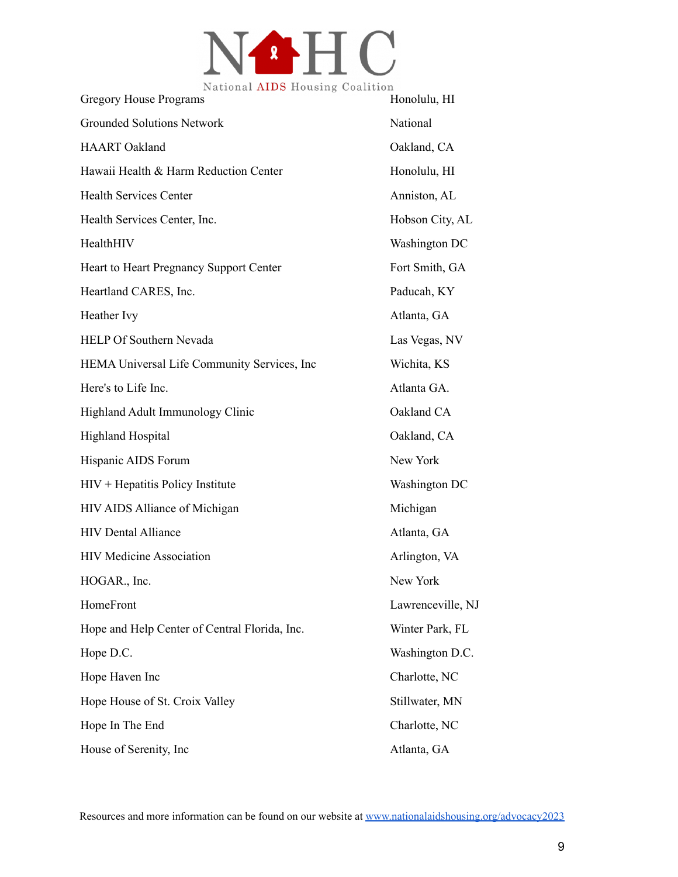| | |
|---|---|
| Gregory House Programs | Honolulu, HI |
| Grounded Solutions Network | National |
| HAART Oakland | Oakland, CA |
| Hawaii Health & Harm Reduction Center | Honolulu, HI |
| Health Services Center | Anniston, AL |
| Health Services Center, Inc. | Hobson City, AL |
| HealthHIV | Washington DC |
| Heart to Heart Pregnancy Support Center | Fort Smith, GA |
| Heartland CARES, Inc. | Paducah, KY |
| Heather Ivy | Atlanta, GA |
| HELP Of Southern Nevada | Las Vegas, NV |
| HEMA Universal Life Community Services, Inc | Wichita, KS |
| Here's to Life Inc. | Atlanta GA. |
| Highland Adult Immunology Clinic | Oakland CA |
| Highland Hospital | Oakland, CA |
| Hispanic AIDS Forum | New York |
| HIV + Hepatitis Policy Institute | Washington DC |
| HIV AIDS Alliance of Michigan | Michigan |
| HIV Dental Alliance | Atlanta, GA |
| HIV Medicine Association | Arlington, VA |
| HOGAR., Inc. | New York |
| HomeFront | Lawrenceville, NJ |
| Hope and Help Center of Central Florida, Inc. | Winter Park, FL |
| Hope D.C. | Washington D.C. |
| Hope Haven Inc | Charlotte, NC |
| Hope House of St. Croix Valley | Stillwater, MN |
| Hope In The End | Charlotte, NC |
| House of Serenity, Inc | Atlanta, GA |

Resources and more information can be found on our website at www.nationalaidshousing.org/advocacy2023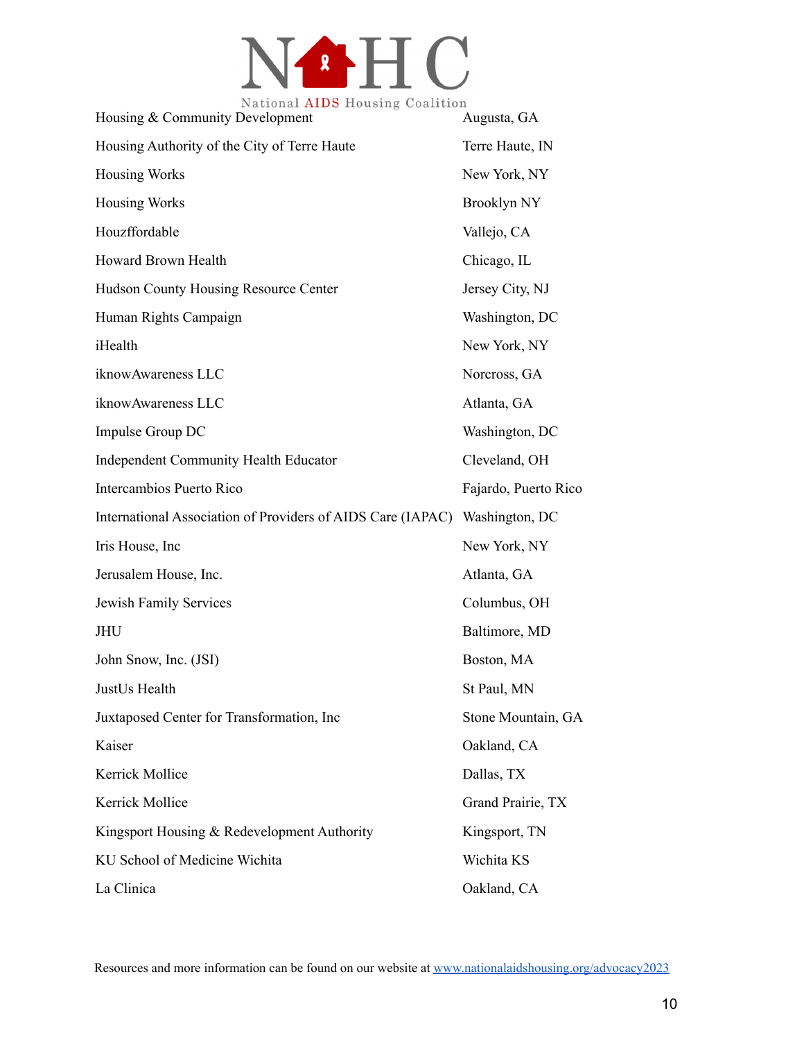| | |
|---|---|
| Housing & Community Development | Augusta, GA |
| Housing Authority of the City of Terre Haute | Terre Haute, IN |
| Housing Works | New York, NY |
| Housing Works | Brooklyn NY |
| Houzffordable | Vallejo, CA |
| Howard Brown Health | Chicago, IL |
| Hudson County Housing Resource Center | Jersey City, NJ |
| Human Rights Campaign | Washington, DC |
| iHealth | New York, NY |
| iknowAwareness LLC | Norcross, GA |
| iknowAwareness LLC | Atlanta, GA |
| Impulse Group DC | Washington, DC |
| Independent Community Health Educator | Cleveland, OH |
| Intercambios Puerto Rico | Fajardo, Puerto Rico |
| International Association of Providers of AIDS Care (IAPAC) | Washington, DC |
| Iris House, Inc | New York, NY |
| Jerusalem House, Inc. | Atlanta, GA |
| Jewish Family Services | Columbus, OH |
| JHU | Baltimore, MD |
| John Snow, Inc. (JSI) | Boston, MA |
| JustUs Health | St Paul, MN |
| Juxtaposed Center for Transformation, Inc | Stone Mountain, GA |
| Kaiser | Oakland, CA |
| Kerrick Mollice | Dallas, TX |
| Kerrick Mollice | Grand Prairie, TX |
| Kingsport Housing & Redevelopment Authority | Kingsport, TN |
| KU School of Medicine Wichita | Wichita KS |
| La Clinica | Oakland, CA |

Resources and more information can be found on our website at [www.nationalaidshousing.org/advocacy2023](http://www.nationalaidshousing.org/advocacy2023)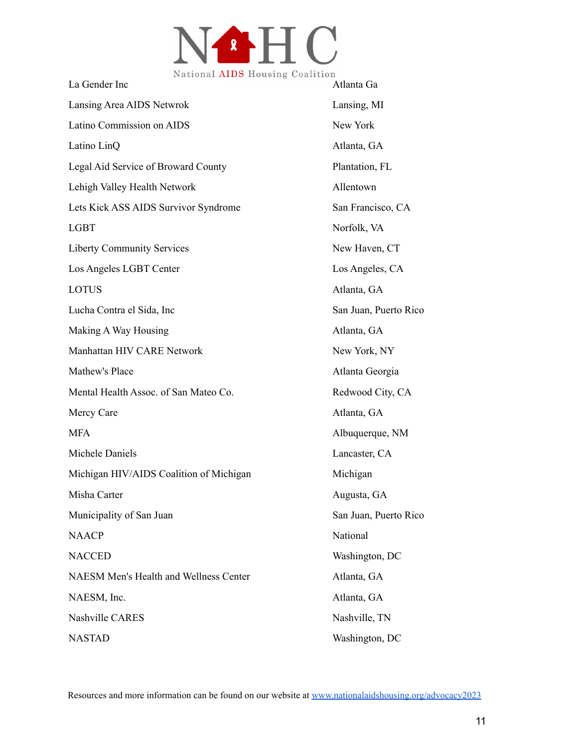| | |
|---|---|
| La Gender Inc | Atlanta Ga |
| Lansing Area AIDS Netwrok | Lansing, MI |
| Latino Commission on AIDS | New York |
| Latino LinQ | Atlanta, GA |
| Legal Aid Service of Broward County | Plantation, FL |
| Lehigh Valley Health Network | Allentown |
| Lets Kick ASS AIDS Survivor Syndrome | San Francisco, CA |
| LGBT | Norfolk, VA |
| Liberty Community Services | New Haven, CT |
| Los Angeles LGBT Center | Los Angeles, CA |
| LOTUS | Atlanta, GA |
| Lucha Contra el Sida, Inc | San Juan, Puerto Rico |
| Making A Way Housing | Atlanta, GA |
| Manhattan HIV CARE Network | New York, NY |
| Mathew's Place | Atlanta Georgia |
| Mental Health Assoc. of San Mateo Co. | Redwood City, CA |
| Mercy Care | Atlanta, GA |
| MFA | Albuquerque, NM |
| Michele Daniels | Lancaster, CA |
| Michigan HIV/AIDS Coalition of Michigan | Michigan |
| Misha Carter | Augusta, GA |
| Municipality of San Juan | San Juan, Puerto Rico |
| NAACP | National |
| NACCED | Washington, DC |
| NAESM Men's Health and Wellness Center | Atlanta, GA |
| NAESM, Inc. | Atlanta, GA |
| Nashville CARES | Nashville, TN |
| NASTAD | Washington, DC |

Resources and more information can be found on our website at www.nationalaidshousing.org/advocacy2023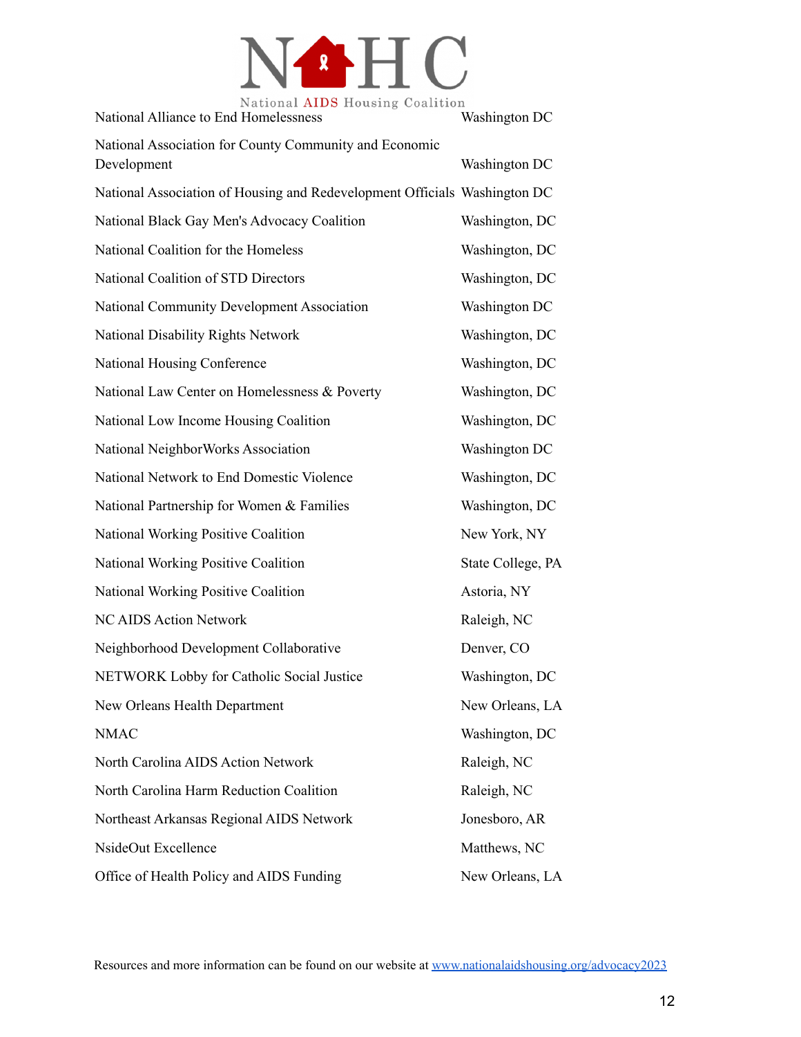| | |
|---|---|
| National Alliance to End Homelessness | Washington DC |
| National Association for County Community and Economic Development | Washington DC |
| National Association of Housing and Redevelopment Officials | Washington DC |
| National Black Gay Men's Advocacy Coalition | Washington, DC |
| National Coalition for the Homeless | Washington, DC |
| National Coalition of STD Directors | Washington, DC |
| National Community Development Association | Washington DC |
| National Disability Rights Network | Washington, DC |
| National Housing Conference | Washington, DC |
| National Law Center on Homelessness & Poverty | Washington, DC |
| National Low Income Housing Coalition | Washington, DC |
| National NeighborWorks Association | Washington DC |
| National Network to End Domestic Violence | Washington, DC |
| National Partnership for Women & Families | Washington, DC |
| National Working Positive Coalition | New York, NY |
| National Working Positive Coalition | State College, PA |
| National Working Positive Coalition | Astoria, NY |
| NC AIDS Action Network | Raleigh, NC |
| Neighborhood Development Collaborative | Denver, CO |
| NETWORK Lobby for Catholic Social Justice | Washington, DC |
| New Orleans Health Department | New Orleans, LA |
| NMAC | Washington, DC |
| North Carolina AIDS Action Network | Raleigh, NC |
| North Carolina Harm Reduction Coalition | Raleigh, NC |
| Northeast Arkansas Regional AIDS Network | Jonesboro, AR |
| NsideOut Excellence | Matthews, NC |
| Office of Health Policy and AIDS Funding | New Orleans, LA |

Resources and more information can be found on our website at [www.nationalaidshousing.org/advocacy2023](http://www.nationalaidshousing.org/advocacy2023)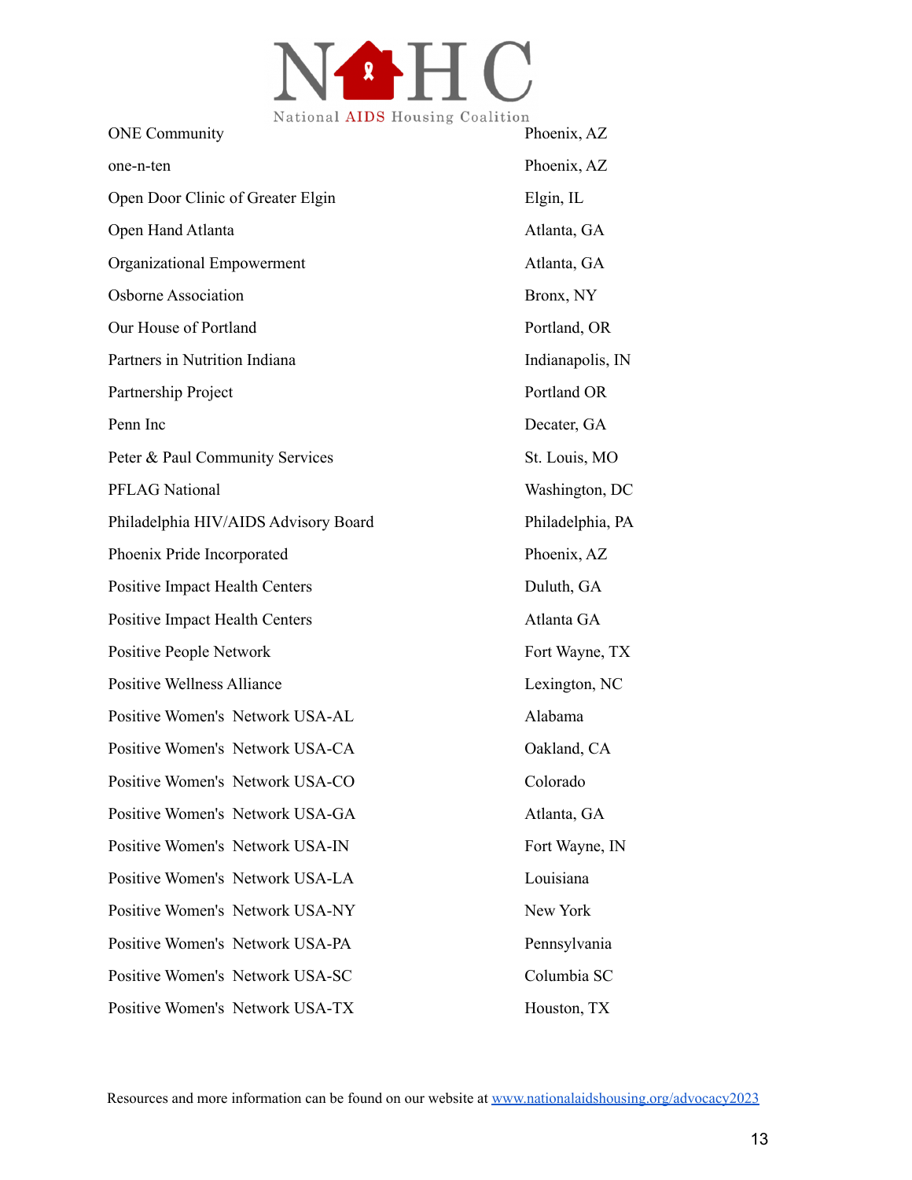| | |
|---|---|
| ONE Community | Phoenix, AZ |
| one-n-ten | Phoenix, AZ |
| Open Door Clinic of Greater Elgin | Elgin, IL |
| Open Hand Atlanta | Atlanta, GA |
| Organizational Empowerment | Atlanta, GA |
| Osborne Association | Bronx, NY |
| Our House of Portland | Portland, OR |
| Partners in Nutrition Indiana | Indianapolis, IN |
| Partnership Project | Portland OR |
| Penn Inc | Decater, GA |
| Peter & Paul Community Services | St. Louis, MO |
| PFLAG National | Washington, DC |
| Philadelphia HIV/AIDS Advisory Board | Philadelphia, PA |
| Phoenix Pride Incorporated | Phoenix, AZ |
| Positive Impact Health Centers | Duluth, GA |
| Positive Impact Health Centers | Atlanta GA |
| Positive People Network | Fort Wayne, TX |
| Positive Wellness Alliance | Lexington, NC |
| Positive Women's Network USA-AL | Alabama |
| Positive Women's Network USA-CA | Oakland, CA |
| Positive Women's Network USA-CO | Colorado |
| Positive Women's Network USA-GA | Atlanta, GA |
| Positive Women's Network USA-IN | Fort Wayne, IN |
| Positive Women's Network USA-LA | Louisiana |
| Positive Women's Network USA-NY | New York |
| Positive Women's Network USA-PA | Pennsylvania |
| Positive Women's Network USA-SC | Columbia SC |
| Positive Women's Network USA-TX | Houston, TX |

Resources and more information can be found on our website at [www.nationalaidshousing.org/advocacy2023](http://www.nationalaidshousing.org/advocacy2023)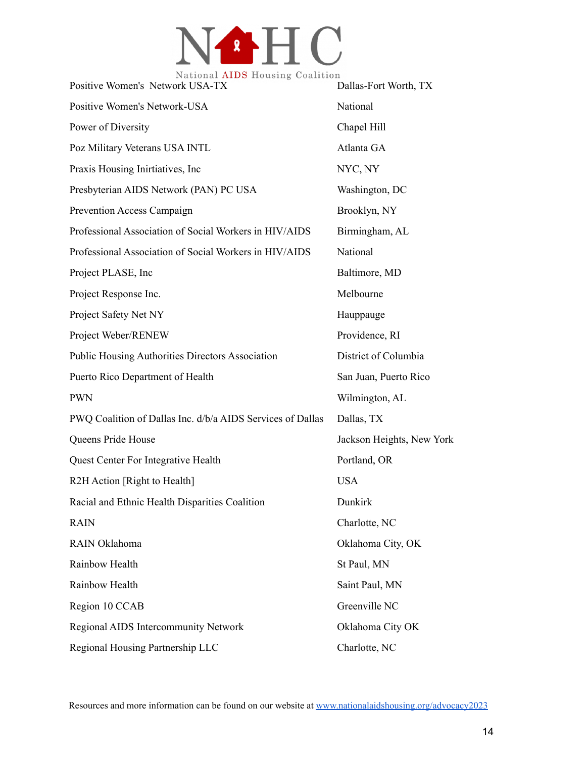| | |
|---|---|
| Positive Women's Network USA-TX | Dallas-Fort Worth, TX |
| Positive Women's Network-USA | National |
| Power of Diversity | Chapel Hill |
| Poz Military Veterans USA INTL | Atlanta GA |
| Praxis Housing Inirtiatives, Inc | NYC, NY |
| Presbyterian AIDS Network (PAN) PC USA | Washington, DC |
| Prevention Access Campaign | Brooklyn, NY |
| Professional Association of Social Workers in HIV/AIDS | Birmingham, AL |
| Professional Association of Social Workers in HIV/AIDS | National |
| Project PLASE, Inc | Baltimore, MD |
| Project Response Inc. | Melbourne |
| Project Safety Net NY | Hauppauge |
| Project Weber/RENEW | Providence, RI |
| Public Housing Authorities Directors Association | District of Columbia |
| Puerto Rico Department of Health | San Juan, Puerto Rico |
| PWN | Wilmington, AL |
| PWQ Coalition of Dallas Inc. d/b/a AIDS Services of Dallas | Dallas, TX |
| Queens Pride House | Jackson Heights, New York |
| Quest Center For Integrative Health | Portland, OR |
| R2H Action [Right to Health] | USA |
| Racial and Ethnic Health Disparities Coalition | Dunkirk |
| RAIN | Charlotte, NC |
| RAIN Oklahoma | Oklahoma City, OK |
| Rainbow Health | St Paul, MN |
| Rainbow Health | Saint Paul, MN |
| Region 10 CCAB | Greenville NC |
| Regional AIDS Intercommunity Network | Oklahoma City OK |
| Regional Housing Partnership LLC | Charlotte, NC |

Resources and more information can be found on our website at [www.nationalaidshousing.org/advocacy2023](http://www.nationalaidshousing.org/advocacy2023)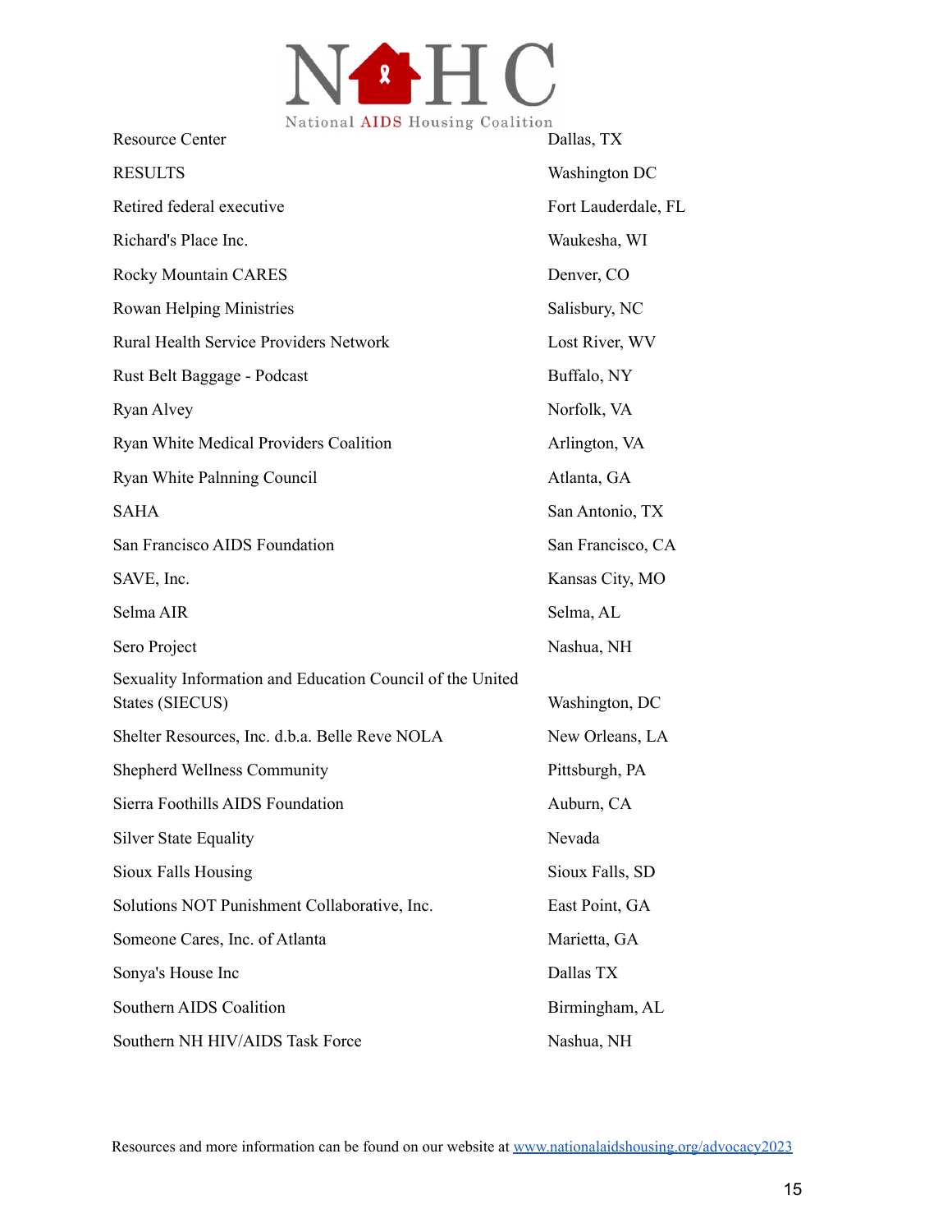| | |
|---|---|
| Resource Center | Dallas, TX |
| RESULTS | Washington DC |
| Retired federal executive | Fort Lauderdale, FL |
| Richard's Place Inc. | Waukesha, WI |
| Rocky Mountain CARES | Denver, CO |
| Rowan Helping Ministries | Salisbury, NC |
| Rural Health Service Providers Network | Lost River, WV |
| Rust Belt Baggage - Podcast | Buffalo, NY |
| Ryan Alvey | Norfolk, VA |
| Ryan White Medical Providers Coalition | Arlington, VA |
| Ryan White Palnning Council | Atlanta, GA |
| SAHA | San Antonio, TX |
| San Francisco AIDS Foundation | San Francisco, CA |
| SAVE, Inc. | Kansas City, MO |
| Selma AIR | Selma, AL |
| Sero Project | Nashua, NH |
| Sexuality Information and Education Council of the United States (SIECUS) | Washington, DC |
| Shelter Resources, Inc. d.b.a. Belle Reve NOLA | New Orleans, LA |
| Shepherd Wellness Community | Pittsburgh, PA |
| Sierra Foothills AIDS Foundation | Auburn, CA |
| Silver State Equality | Nevada |
| Sioux Falls Housing | Sioux Falls, SD |
| Solutions NOT Punishment Collaborative, Inc. | East Point, GA |
| Someone Cares, Inc. of Atlanta | Marietta, GA |
| Sonya's House Inc | Dallas TX |
| Southern AIDS Coalition | Birmingham, AL |
| Southern NH HIV/AIDS Task Force | Nashua, NH |

Resources and more information can be found on our website at www.nationalaidshousing.org/advocacy2023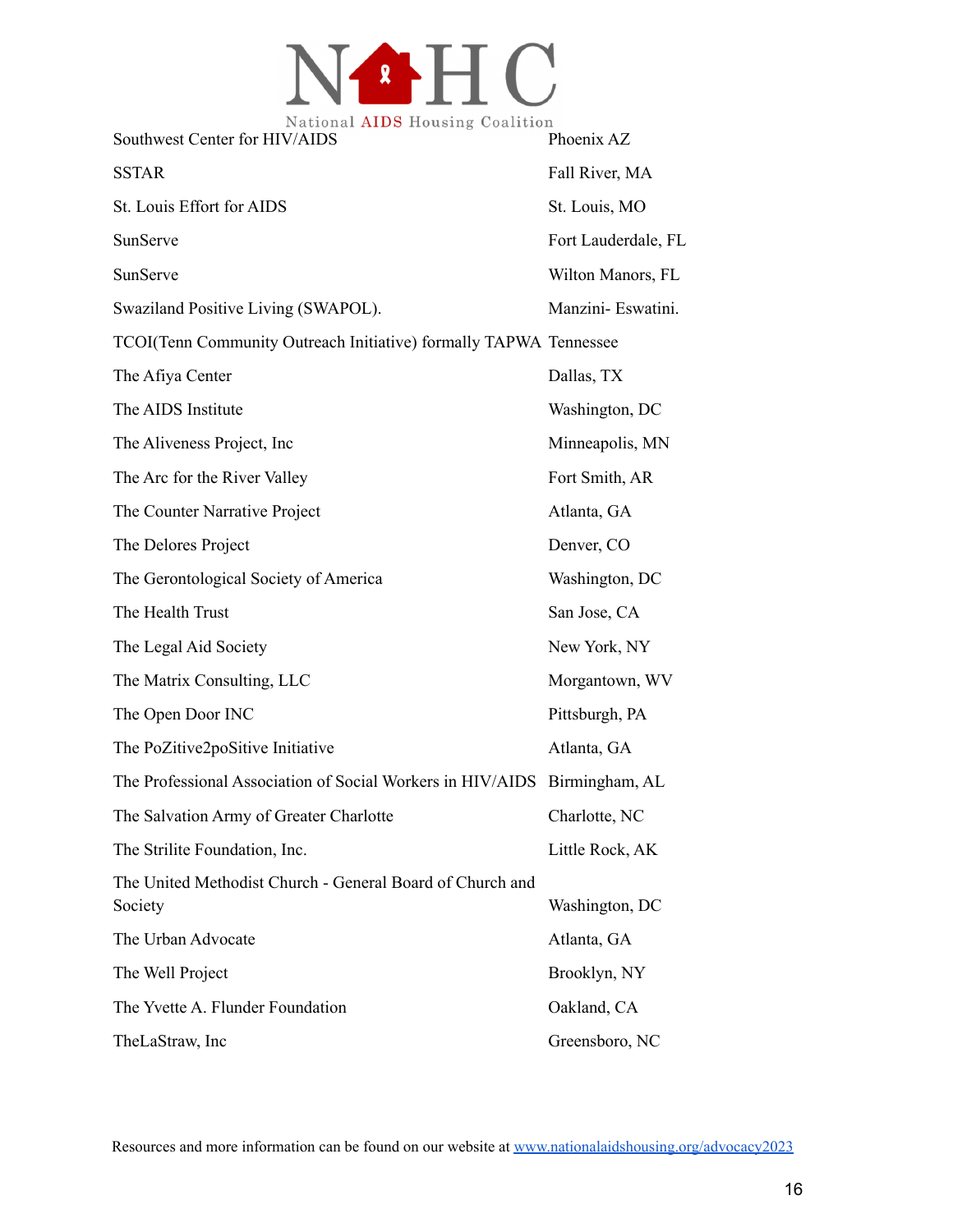| | |
|---|---|
| Southwest Center for HIV/AIDS | Phoenix AZ |
| SSTAR | Fall River, MA |
| St. Louis Effort for AIDS | St. Louis, MO |
| SunServe | Fort Lauderdale, FL |
| SunServe | Wilton Manors, FL |
| Swaziland Positive Living (SWAPOL). | Manzini- Eswatini. |
| TCOI(Tenn Community Outreach Initiative) formally TAPWA | Tennessee |
| The Afiya Center | Dallas, TX |
| The AIDS Institute | Washington, DC |
| The Aliveness Project, Inc | Minneapolis, MN |
| The Arc for the River Valley | Fort Smith, AR |
| The Counter Narrative Project | Atlanta, GA |
| The Delores Project | Denver, CO |
| The Gerontological Society of America | Washington, DC |
| The Health Trust | San Jose, CA |
| The Legal Aid Society | New York, NY |
| The Matrix Consulting, LLC | Morgantown, WV |
| The Open Door INC | Pittsburgh, PA |
| The PoZitive2poSitive Initiative | Atlanta, GA |
| The Professional Association of Social Workers in HIV/AIDS | Birmingham, AL |
| The Salvation Army of Greater Charlotte | Charlotte, NC |
| The Strilite Foundation, Inc. | Little Rock, AK |
| The United Methodist Church - General Board of Church and Society | Washington, DC |
| The Urban Advocate | Atlanta, GA |
| The Well Project | Brooklyn, NY |
| The Yvette A. Flunder Foundation | Oakland, CA |
| TheLaStraw, Inc | Greensboro, NC |

Resources and more information can be found on our website at www.nationalaidshousing.org/advocacy2023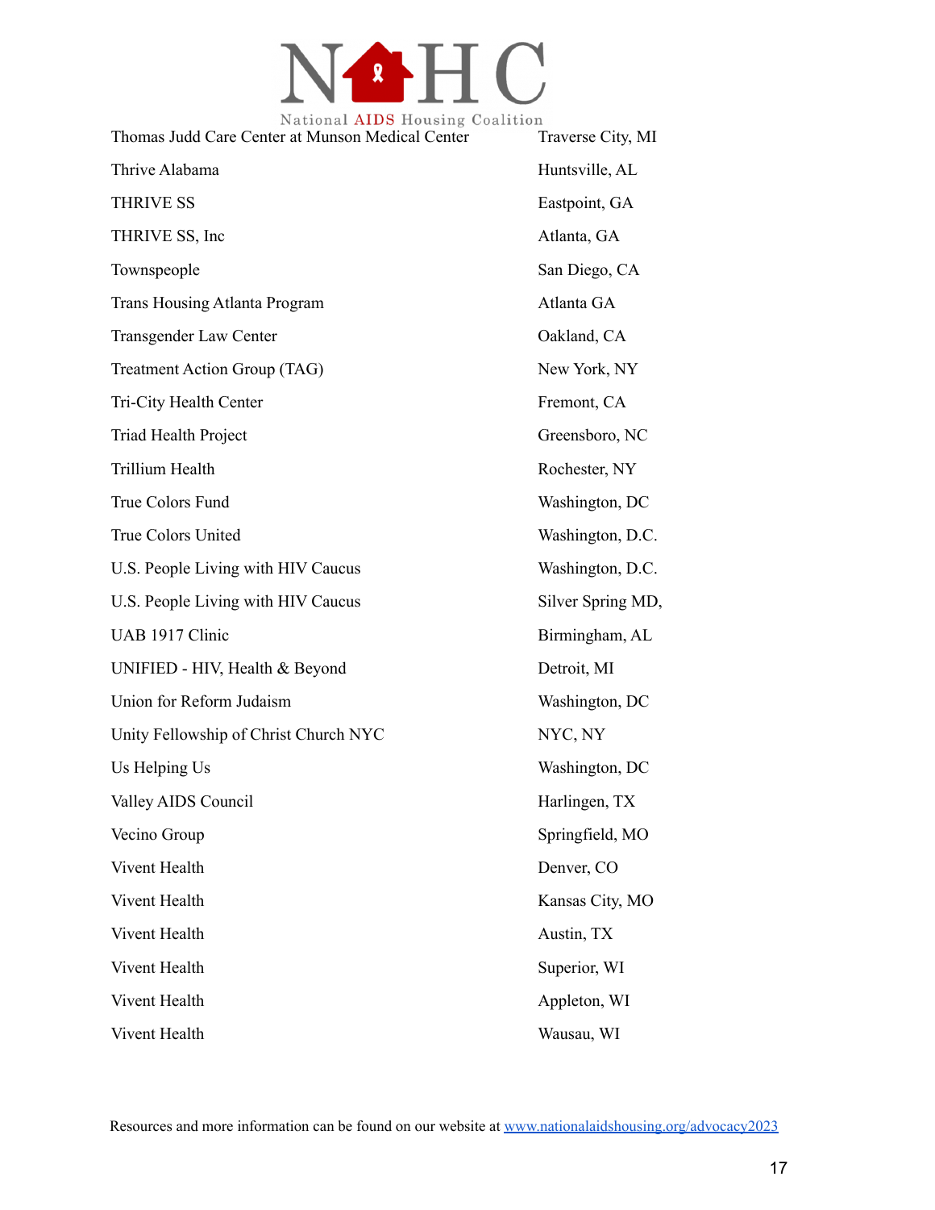| | |
|---|---|
| Thomas Judd Care Center at Munson Medical Center | Traverse City, MI |
| Thrive Alabama | Huntsville, AL |
| THRIVE SS | Eastpoint, GA |
| THRIVE SS, Inc | Atlanta, GA |
| Townspeople | San Diego, CA |
| Trans Housing Atlanta Program | Atlanta GA |
| Transgender Law Center | Oakland, CA |
| Treatment Action Group (TAG) | New York, NY |
| Tri-City Health Center | Fremont, CA |
| Triad Health Project | Greensboro, NC |
| Trillium Health | Rochester, NY |
| True Colors Fund | Washington, DC |
| True Colors United | Washington, D.C. |
| U.S. People Living with HIV Caucus | Washington, D.C. |
| U.S. People Living with HIV Caucus | Silver Spring MD, |
| UAB 1917 Clinic | Birmingham, AL |
| UNIFIED - HIV, Health & Beyond | Detroit, MI |
| Union for Reform Judaism | Washington, DC |
| Unity Fellowship of Christ Church NYC | NYC, NY |
| Us Helping Us | Washington, DC |
| Valley AIDS Council | Harlingen, TX |
| Vecino Group | Springfield, MO |
| Vivent Health | Denver, CO |
| Vivent Health | Kansas City, MO |
| Vivent Health | Austin, TX |
| Vivent Health | Superior, WI |
| Vivent Health | Appleton, WI |
| Vivent Health | Wausau, WI |

Resources and more information can be found on our website at www.nationalaidshousing.org/advocacy2023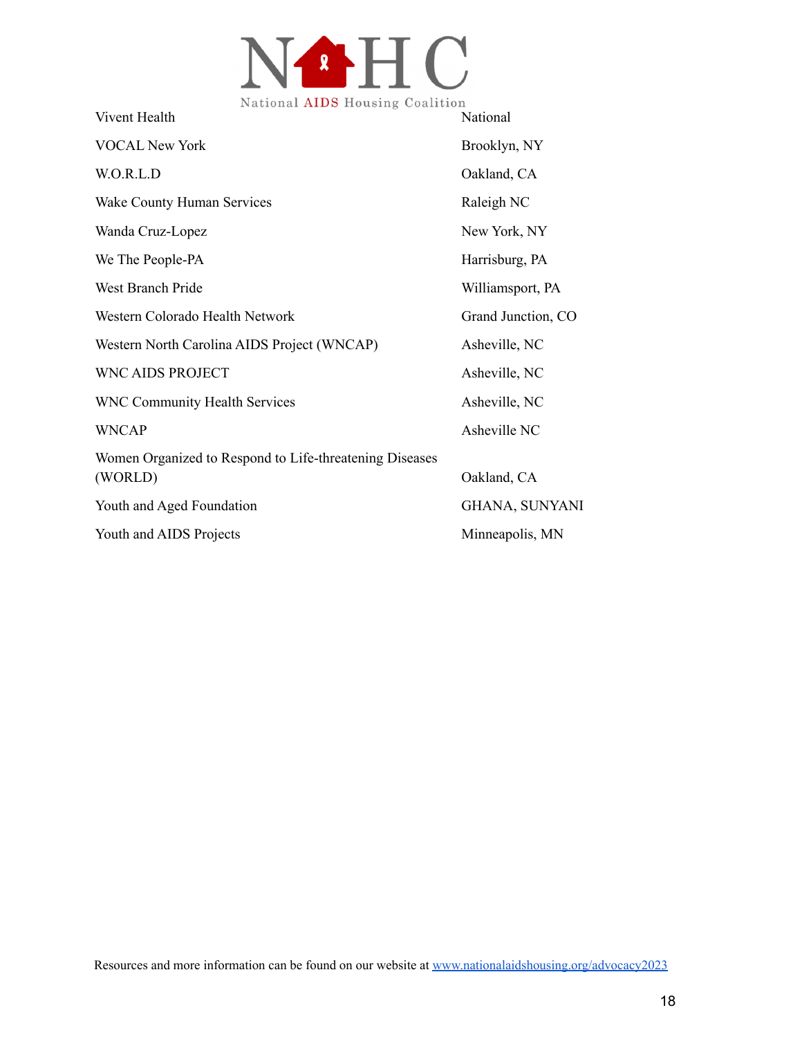| | |
|---|---|
| Vivent Health | National |
| VOCAL New York | Brooklyn, NY |
| W.O.R.L.D | Oakland, CA |
| Wake County Human Services | Raleigh NC |
| Wanda Cruz-Lopez | New York, NY |
| We The People-PA | Harrisburg, PA |
| West Branch Pride | Williamsport, PA |
| Western Colorado Health Network | Grand Junction, CO |
| Western North Carolina AIDS Project (WNCAP) | Asheville, NC |
| WNC AIDS PROJECT | Asheville, NC |
| WNC Community Health Services | Asheville, NC |
| WNCAP | Asheville NC |
| Women Organized to Respond to Life-threatening Diseases (WORLD) | Oakland, CA |
| Youth and Aged Foundation | GHANA, SUNYANI |
| Youth and AIDS Projects | Minneapolis, MN |

Resources and more information can be found on our website at [www.nationalaidshousing.org/advocacy2023](http://www.nationalaidshousing.org/advocacy2023)